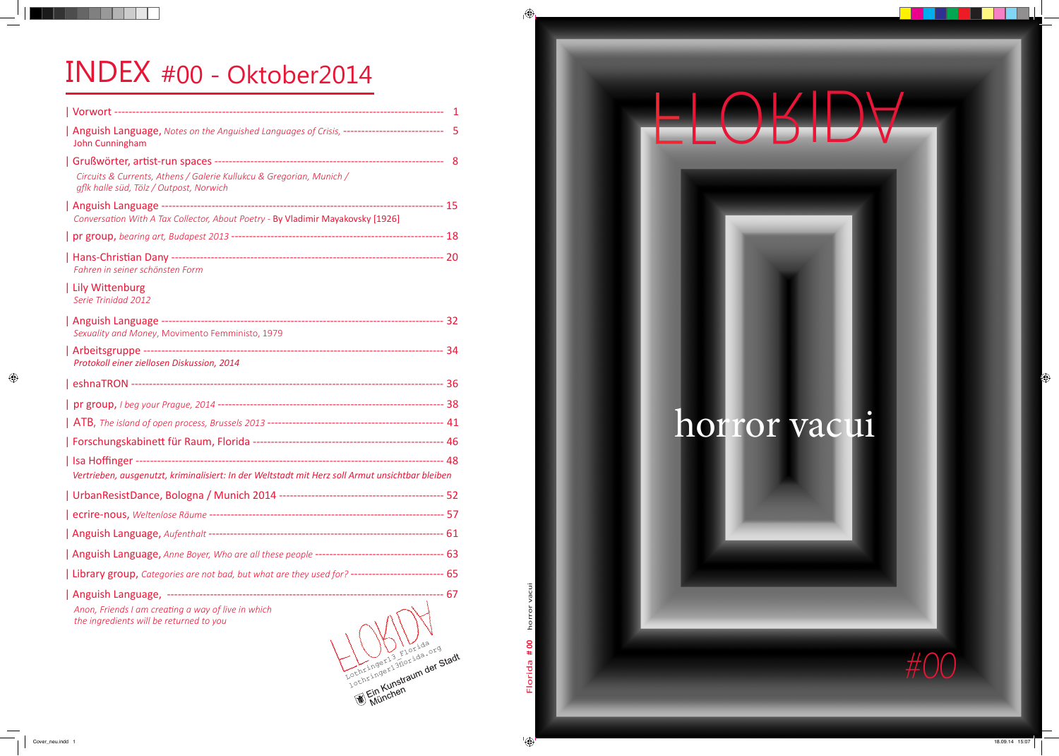# INDEX #00 - Oktober2014

| Vorwort -------------------------------------------------------------------------------------------- 1

| Anguish Language, *Notes on the Anguished Languages of Crisis,* ---------------------------- 5
John Cunningham

| Grußwörter, artist-run spaces --------------------------------------------------------------- 8
*Circuits & Currents, Athens / Galerie Kullukcu & Gregorian, Munich / gflk halle süd, Tölz / Outpost, Norwich*

| Anguish Language ------------------------------------------------------------------------------- 15
*Conversation With A Tax Collector, About Poetry* - By Vladimir Mayakovsky [1926]

| pr group, *bearing art, Budapest 2013* ------------------------------------------------------------ 18

| Hans-Christian Dany ------------------------------------------------------------------------- 20
*Fahren in seiner schönsten Form*

| Lily Wittenburg
*Serie Trinidad 2012*

| Anguish Language ----------------------------------------------------------------------------- 32
*Sexuality and Money*, Movimento Femministo, 1979

| Arbeitsgruppe --------------------------------------------------------------------------------- 34
*Protokoll einer ziellosen Diskussion, 2014*

| eshnaTRON ------------------------------------------------------------------------------------ 36

| pr group, *I beg your Prague, 2014* --------------------------------------------------------------- 38

| ATB, *The island of open process, Brussels 2013* ------------------------------------------------ 41

| Forschungskabinett für Raum, Florida --------------------------------------------------------- 46

| Isa Hoffinger --------------------------------------------------------------------------------- 48
*Vertrieben, ausgenutzt, kriminalisiert: In der Weltstadt mit Herz soll Armut unsichtbar bleiben*

| UrbanResistDance, Bologna / Munich 2014 ------------------------------------------------------ 52

| ecrire-nous, *Weltenlose Räume* ------------------------------------------------------------------ 57

| Anguish Language, *Aufenthalt* ------------------------------------------------------------------ 61

| Anguish Language, *Anne Boyer, Who are all these people* ------------------------------------ 63

| Library group, *Categories are not bad, but what are they used for?* -------------------------- 65

| Anguish Language, ------------------------------------------------------------------------------ 67
*Anon, Friends I am creating a way of live in which the ingredients will be returned to you*

FLORIDA
Lothringer13_Florida
lothringer13florida.org
Ein Kunstraum der Stadt München

FLORIDA

horror vacui

#00

Florida #00 horror vacui